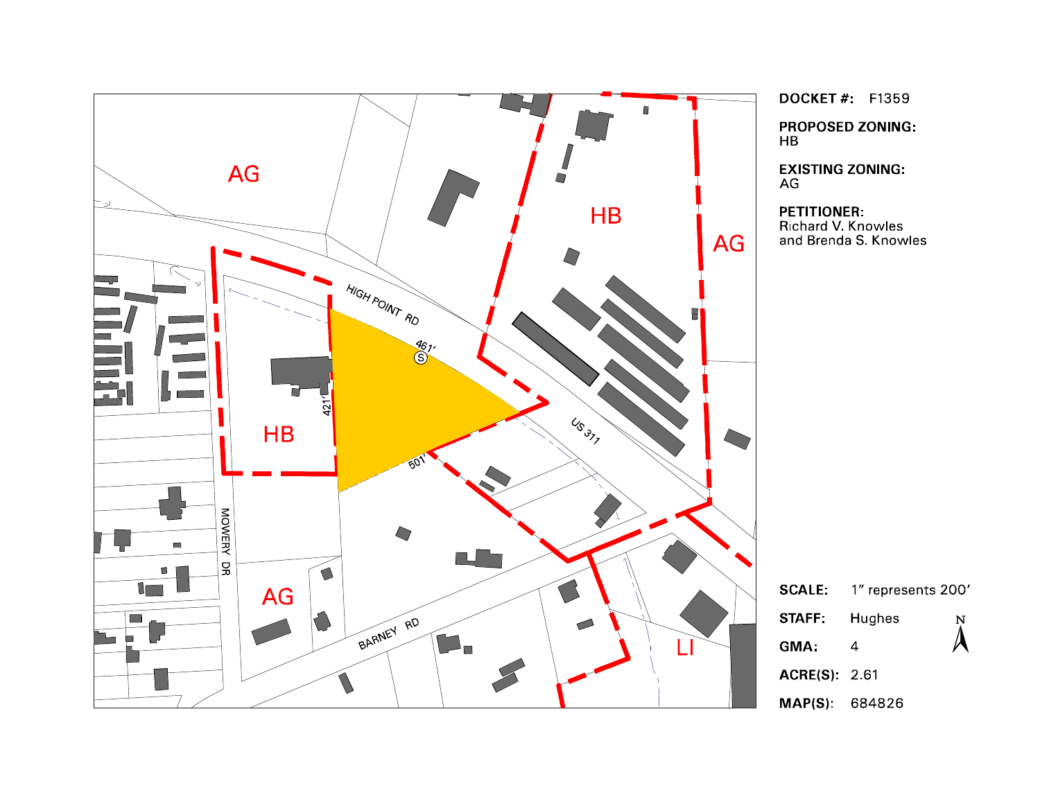**DOCKET #:** F1359

**PROPOSED ZONING:**
HB

**EXISTING ZONING:**
AG

**PETITIONER:**
Richard V. Knowles
and Brenda S. Knowles

AG

HB

AG

HB

AG

LI

HIGH POINT RD

US 311

BARNEY RD

MOWERY DR

461'

421'

501'

S

| | |
|---|---|
| **SCALE:** | 1" represents 200' |
| **STAFF:** | Hughes |
| **GMA:** | 4 |
| **ACRE(S):** | 2.61 |
| **MAP(S):** | 684826 |

N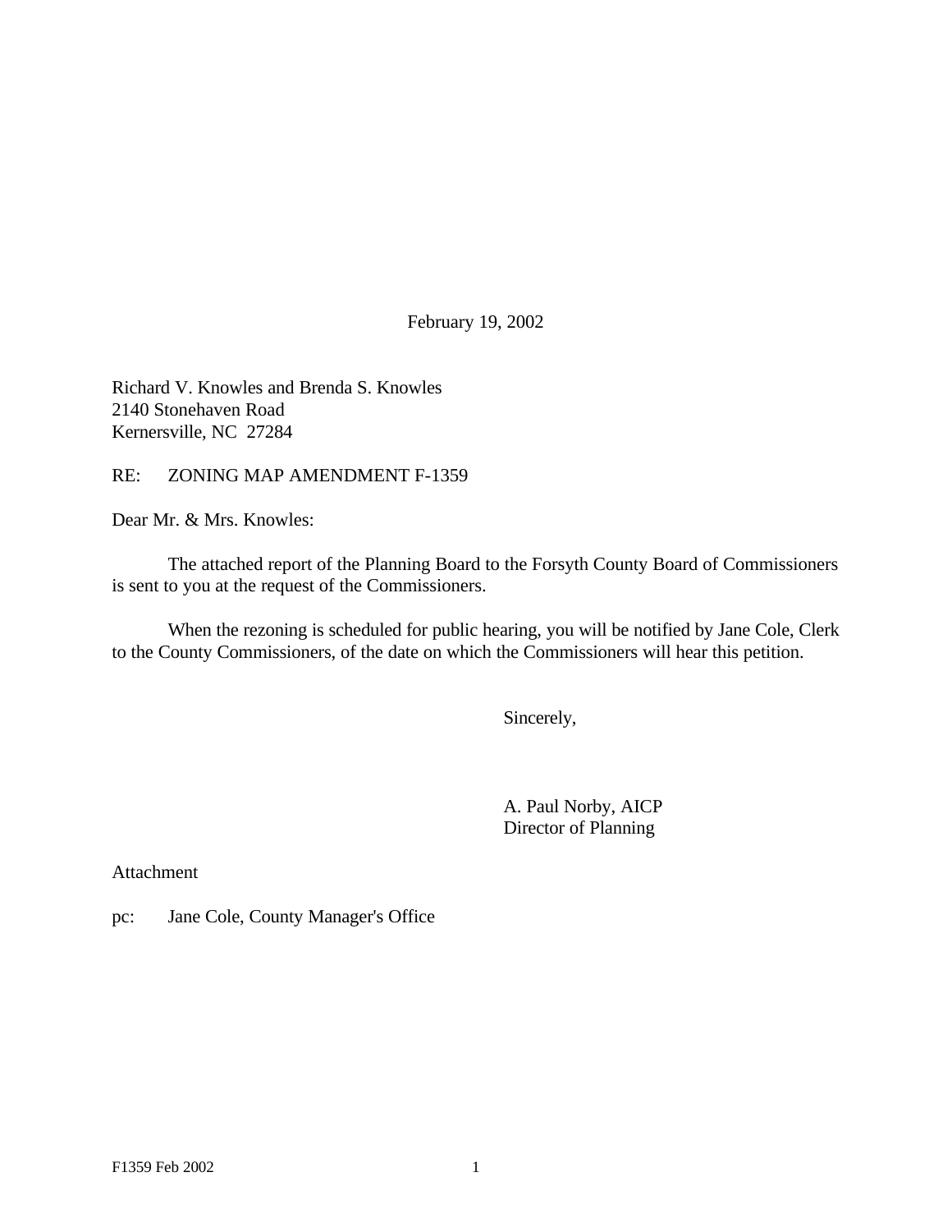February 19, 2002

Richard V. Knowles and Brenda S. Knowles
2140 Stonehaven Road
Kernersville, NC 27284

RE: ZONING MAP AMENDMENT F-1359

Dear Mr. & Mrs. Knowles:

The attached report of the Planning Board to the Forsyth County Board of Commissioners is sent to you at the request of the Commissioners.

When the rezoning is scheduled for public hearing, you will be notified by Jane Cole, Clerk to the County Commissioners, of the date on which the Commissioners will hear this petition.

Sincerely,

A. Paul Norby, AICP
Director of Planning

Attachment

pc: Jane Cole, County Manager's Office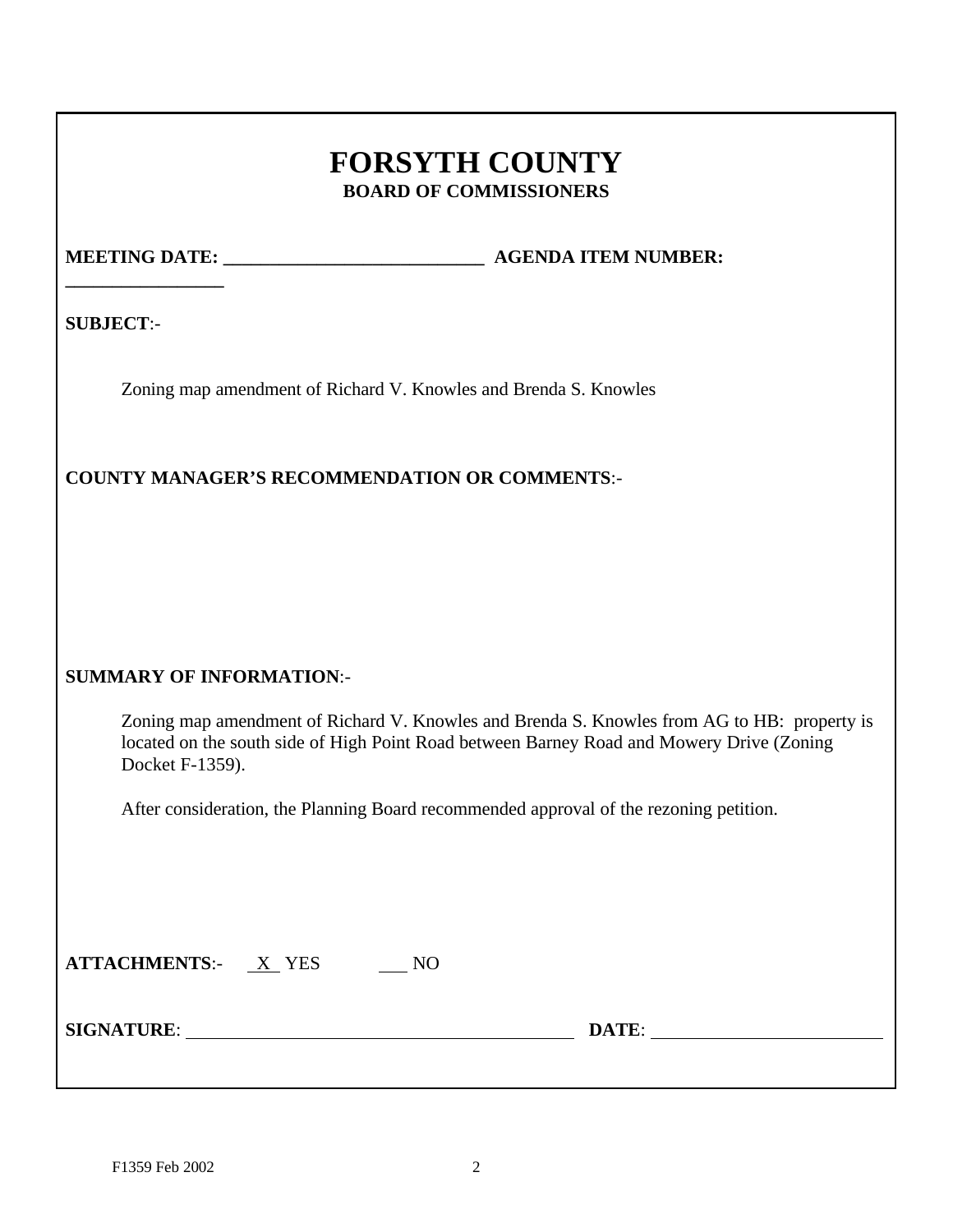# FORSYTH COUNTY

## BOARD OF COMMISSIONERS

**MEETING DATE:** ___________________________ **AGENDA ITEM NUMBER:** _________________

**SUBJECT**:-

Zoning map amendment of Richard V. Knowles and Brenda S. Knowles

**COUNTY MANAGER'S RECOMMENDATION OR COMMENTS**:-

**SUMMARY OF INFORMATION**:-

Zoning map amendment of Richard V. Knowles and Brenda S. Knowles from AG to HB: property is located on the south side of High Point Road between Barney Road and Mowery Drive (Zoning Docket F-1359).

After consideration, the Planning Board recommended approval of the rezoning petition.

**ATTACHMENTS**:- __X__ YES ___ NO

**SIGNATURE**: ______________________________ **DATE**: ____________________

F1359 Feb 2002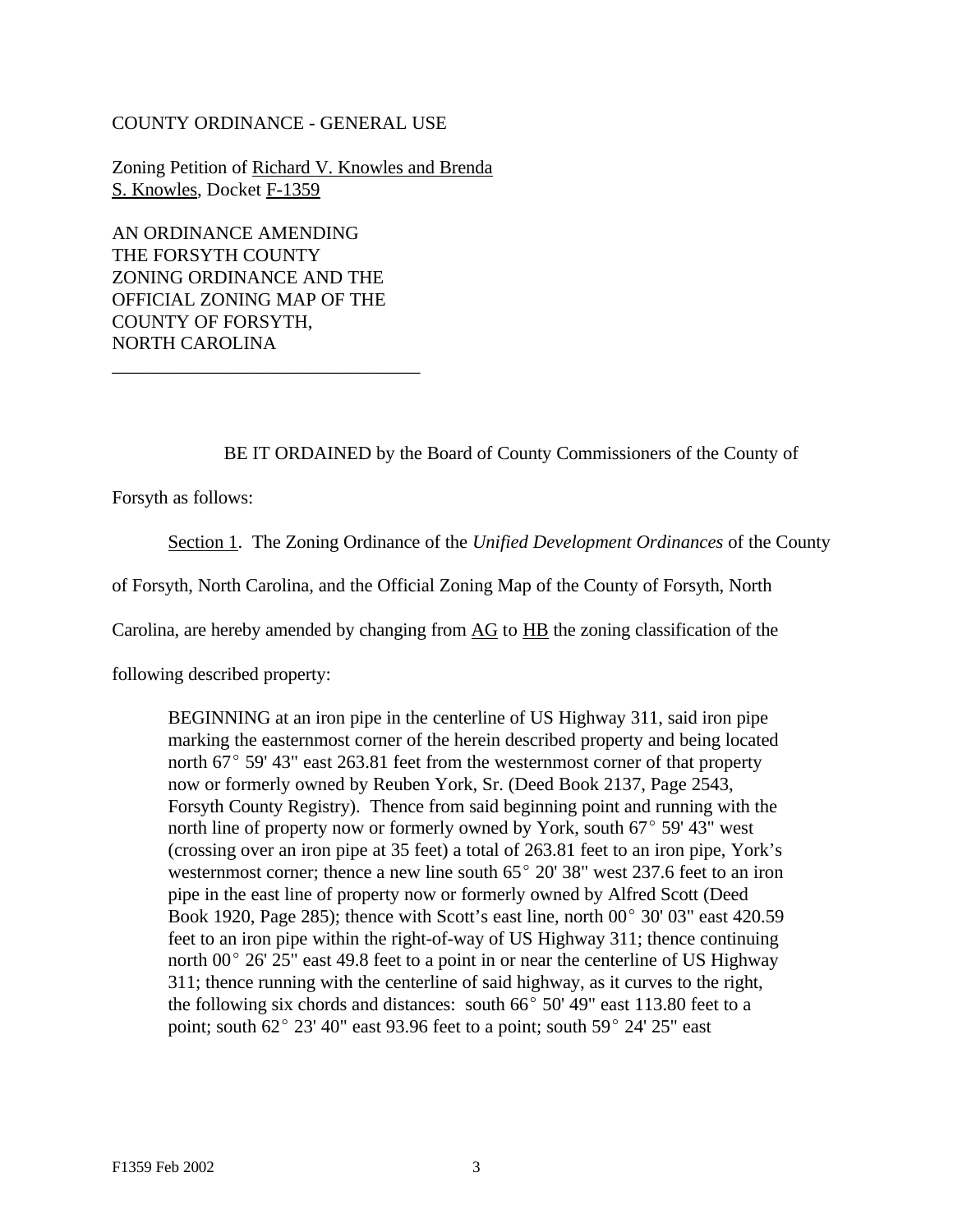COUNTY ORDINANCE - GENERAL USE

Zoning Petition of <u>Richard V. Knowles and Brenda S. Knowles</u>, Docket <u>F-1359</u>

AN ORDINANCE AMENDING THE FORSYTH COUNTY ZONING ORDINANCE AND THE OFFICIAL ZONING MAP OF THE COUNTY OF FORSYTH, NORTH CAROLINA

---

BE IT ORDAINED by the Board of County Commissioners of the County of Forsyth as follows:

<u>Section 1</u>. The Zoning Ordinance of the *Unified Development Ordinances* of the County of Forsyth, North Carolina, and the Official Zoning Map of the County of Forsyth, North Carolina, are hereby amended by changing from <u>AG</u> to <u>HB</u> the zoning classification of the following described property:

> BEGINNING at an iron pipe in the centerline of US Highway 311, said iron pipe marking the easternmost corner of the herein described property and being located north 67° 59' 43" east 263.81 feet from the westernmost corner of that property now or formerly owned by Reuben York, Sr. (Deed Book 2137, Page 2543, Forsyth County Registry). Thence from said beginning point and running with the north line of property now or formerly owned by York, south 67° 59' 43" west (crossing over an iron pipe at 35 feet) a total of 263.81 feet to an iron pipe, York's westernmost corner; thence a new line south 65° 20' 38" west 237.6 feet to an iron pipe in the east line of property now or formerly owned by Alfred Scott (Deed Book 1920, Page 285); thence with Scott's east line, north 00° 30' 03" east 420.59 feet to an iron pipe within the right-of-way of US Highway 311; thence continuing north 00° 26' 25" east 49.8 feet to a point in or near the centerline of US Highway 311; thence running with the centerline of said highway, as it curves to the right, the following six chords and distances: south 66° 50' 49" east 113.80 feet to a point; south 62° 23' 40" east 93.96 feet to a point; south 59° 24' 25" east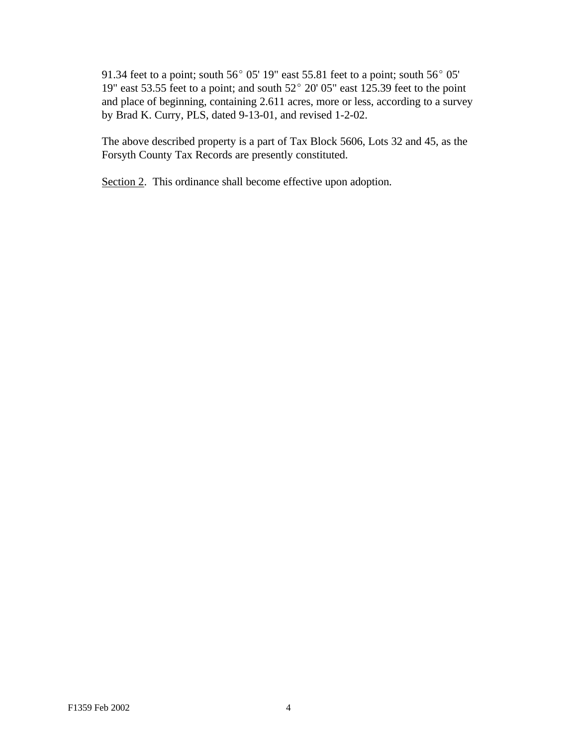91.34 feet to a point; south 56° 05' 19" east 55.81 feet to a point; south 56° 05' 19" east 53.55 feet to a point; and south 52° 20' 05" east 125.39 feet to the point and place of beginning, containing 2.611 acres, more or less, according to a survey by Brad K. Curry, PLS, dated 9-13-01, and revised 1-2-02.

The above described property is a part of Tax Block 5606, Lots 32 and 45, as the Forsyth County Tax Records are presently constituted.

<u>Section 2</u>. This ordinance shall become effective upon adoption.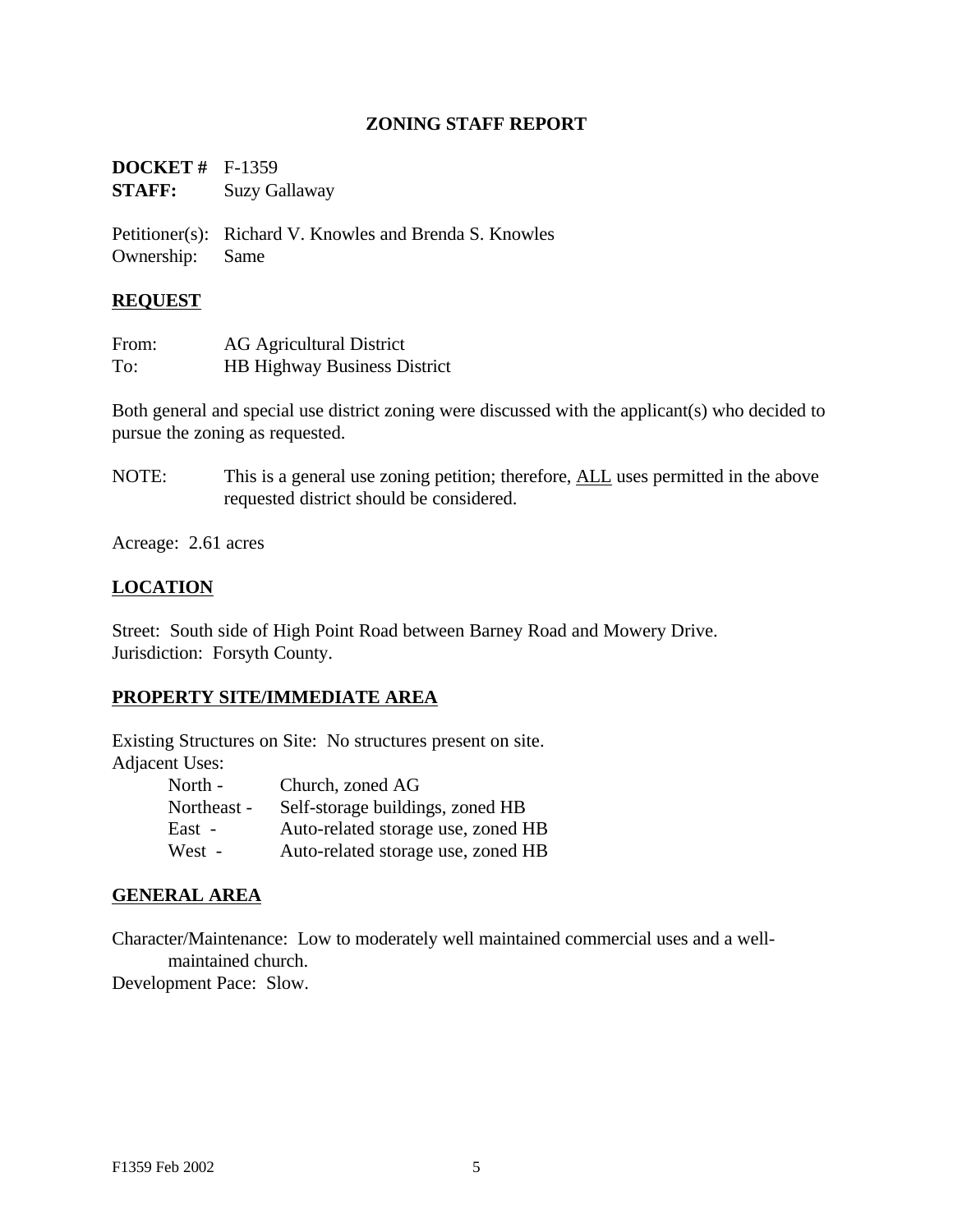# ZONING STAFF REPORT

**DOCKET #** F-1359
**STAFF:** Suzy Gallaway

Petitioner(s): Richard V. Knowles and Brenda S. Knowles
Ownership: Same

## REQUEST

From: AG Agricultural District
To: HB Highway Business District

Both general and special use district zoning were discussed with the applicant(s) who decided to pursue the zoning as requested.

NOTE: This is a general use zoning petition; therefore, ALL uses permitted in the above requested district should be considered.

Acreage: 2.61 acres

## LOCATION

Street: South side of High Point Road between Barney Road and Mowery Drive.
Jurisdiction: Forsyth County.

## PROPERTY SITE/IMMEDIATE AREA

Existing Structures on Site: No structures present on site.
Adjacent Uses:

- North - Church, zoned AG
- Northeast - Self-storage buildings, zoned HB
- East - Auto-related storage use, zoned HB
- West - Auto-related storage use, zoned HB

## GENERAL AREA

Character/Maintenance: Low to moderately well maintained commercial uses and a well-maintained church.
Development Pace: Slow.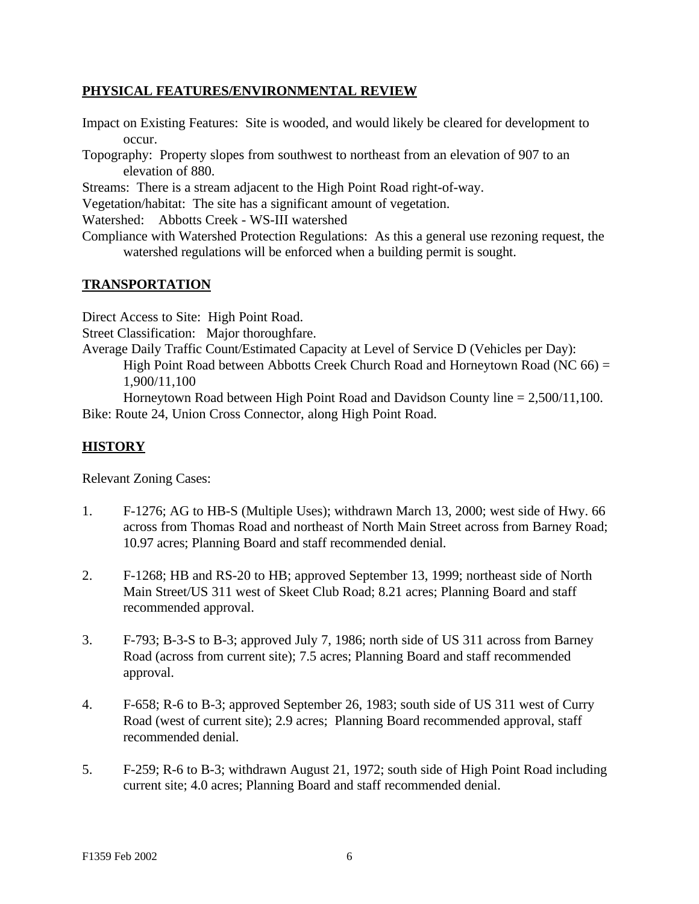## PHYSICAL FEATURES/ENVIRONMENTAL REVIEW

Impact on Existing Features: Site is wooded, and would likely be cleared for development to occur.

Topography: Property slopes from southwest to northeast from an elevation of 907 to an elevation of 880.

Streams: There is a stream adjacent to the High Point Road right-of-way.

Vegetation/habitat: The site has a significant amount of vegetation.

Watershed: Abbotts Creek - WS-III watershed

Compliance with Watershed Protection Regulations: As this a general use rezoning request, the watershed regulations will be enforced when a building permit is sought.

## TRANSPORTATION

Direct Access to Site: High Point Road.

Street Classification: Major thoroughfare.

Average Daily Traffic Count/Estimated Capacity at Level of Service D (Vehicles per Day):

High Point Road between Abbotts Creek Church Road and Horneytown Road (NC 66) = 1,900/11,100

Horneytown Road between High Point Road and Davidson County line = 2,500/11,100.

Bike: Route 24, Union Cross Connector, along High Point Road.

## HISTORY

Relevant Zoning Cases:

1. F-1276; AG to HB-S (Multiple Uses); withdrawn March 13, 2000; west side of Hwy. 66 across from Thomas Road and northeast of North Main Street across from Barney Road; 10.97 acres; Planning Board and staff recommended denial.

2. F-1268; HB and RS-20 to HB; approved September 13, 1999; northeast side of North Main Street/US 311 west of Skeet Club Road; 8.21 acres; Planning Board and staff recommended approval.

3. F-793; B-3-S to B-3; approved July 7, 1986; north side of US 311 across from Barney Road (across from current site); 7.5 acres; Planning Board and staff recommended approval.

4. F-658; R-6 to B-3; approved September 26, 1983; south side of US 311 west of Curry Road (west of current site); 2.9 acres; Planning Board recommended approval, staff recommended denial.

5. F-259; R-6 to B-3; withdrawn August 21, 1972; south side of High Point Road including current site; 4.0 acres; Planning Board and staff recommended denial.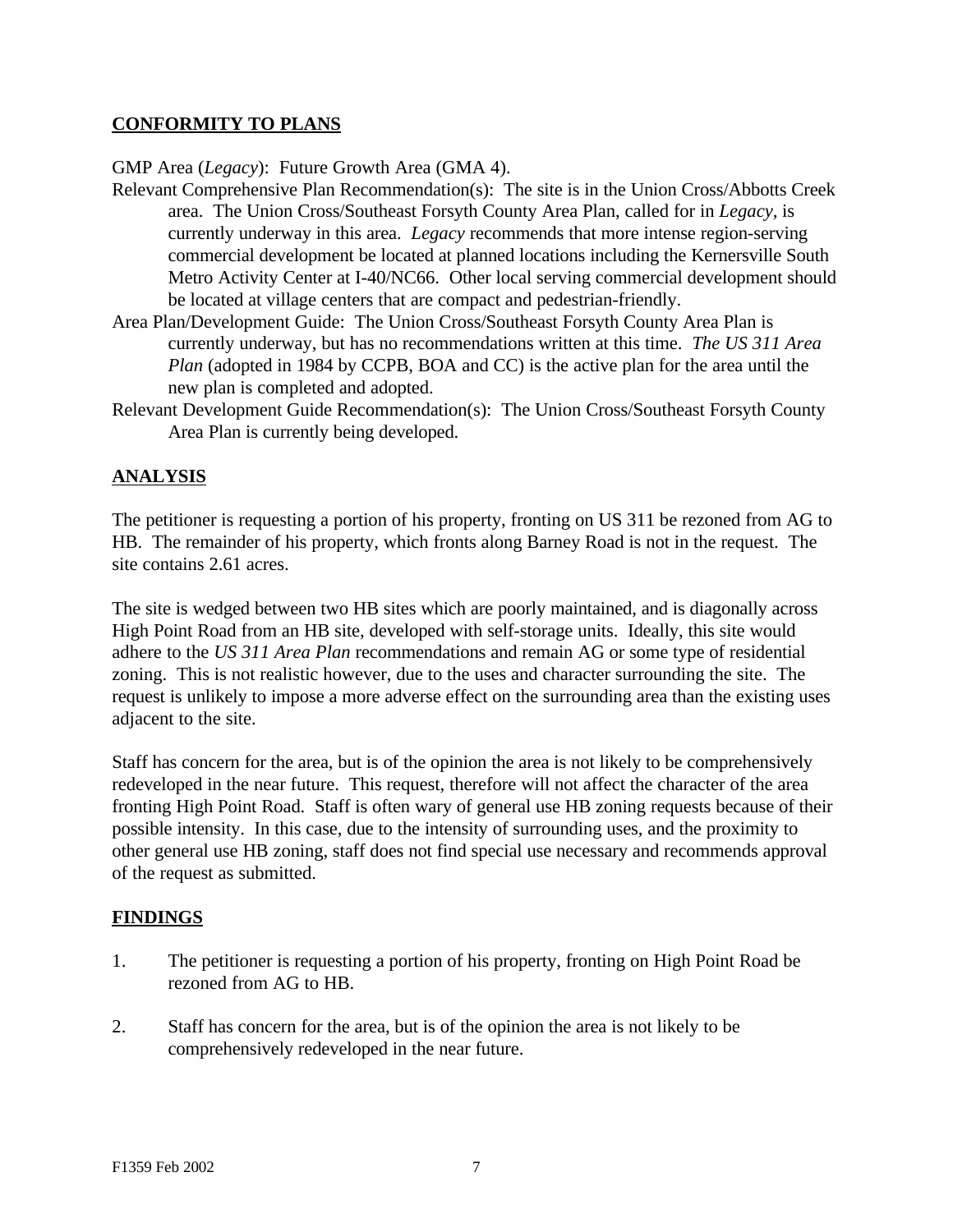**CONFORMITY TO PLANS**

GMP Area (*Legacy*): Future Growth Area (GMA 4).

Relevant Comprehensive Plan Recommendation(s): The site is in the Union Cross/Abbotts Creek area. The Union Cross/Southeast Forsyth County Area Plan, called for in *Legacy*, is currently underway in this area. *Legacy* recommends that more intense region-serving commercial development be located at planned locations including the Kernersville South Metro Activity Center at I-40/NC66. Other local serving commercial development should be located at village centers that are compact and pedestrian-friendly.

Area Plan/Development Guide: The Union Cross/Southeast Forsyth County Area Plan is currently underway, but has no recommendations written at this time. *The US 311 Area Plan* (adopted in 1984 by CCPB, BOA and CC) is the active plan for the area until the new plan is completed and adopted.

Relevant Development Guide Recommendation(s): The Union Cross/Southeast Forsyth County Area Plan is currently being developed.

**ANALYSIS**

The petitioner is requesting a portion of his property, fronting on US 311 be rezoned from AG to HB. The remainder of his property, which fronts along Barney Road is not in the request. The site contains 2.61 acres.

The site is wedged between two HB sites which are poorly maintained, and is diagonally across High Point Road from an HB site, developed with self-storage units. Ideally, this site would adhere to the *US 311 Area Plan* recommendations and remain AG or some type of residential zoning. This is not realistic however, due to the uses and character surrounding the site. The request is unlikely to impose a more adverse effect on the surrounding area than the existing uses adjacent to the site.

Staff has concern for the area, but is of the opinion the area is not likely to be comprehensively redeveloped in the near future. This request, therefore will not affect the character of the area fronting High Point Road. Staff is often wary of general use HB zoning requests because of their possible intensity. In this case, due to the intensity of surrounding uses, and the proximity to other general use HB zoning, staff does not find special use necessary and recommends approval of the request as submitted.

**FINDINGS**

1. The petitioner is requesting a portion of his property, fronting on High Point Road be rezoned from AG to HB.

2. Staff has concern for the area, but is of the opinion the area is not likely to be comprehensively redeveloped in the near future.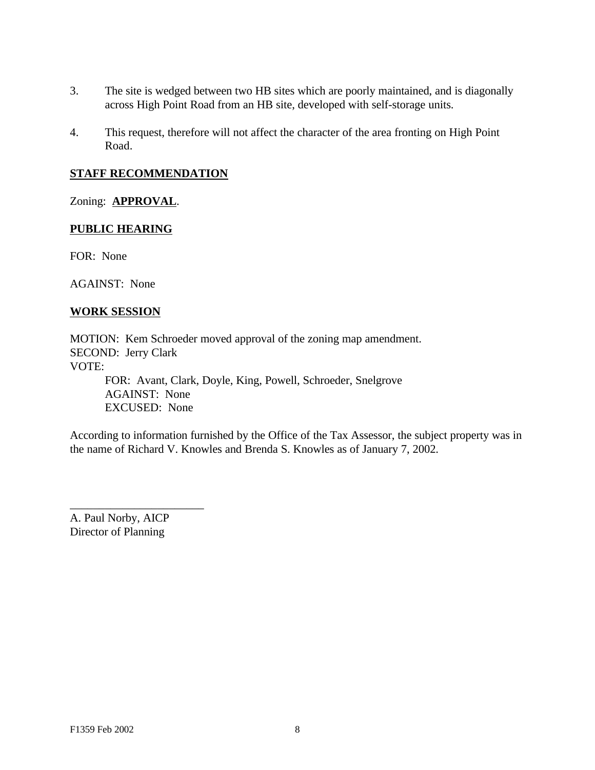3. The site is wedged between two HB sites which are poorly maintained, and is diagonally across High Point Road from an HB site, developed with self-storage units.

4. This request, therefore will not affect the character of the area fronting on High Point Road.

**STAFF RECOMMENDATION**

Zoning: **APPROVAL**.

**PUBLIC HEARING**

FOR: None

AGAINST: None

**WORK SESSION**

MOTION: Kem Schroeder moved approval of the zoning map amendment.
SECOND: Jerry Clark
VOTE:

FOR: Avant, Clark, Doyle, King, Powell, Schroeder, Snelgrove
AGAINST: None
EXCUSED: None

According to information furnished by the Office of the Tax Assessor, the subject property was in the name of Richard V. Knowles and Brenda S. Knowles as of January 7, 2002.

_______________________
A. Paul Norby, AICP
Director of Planning